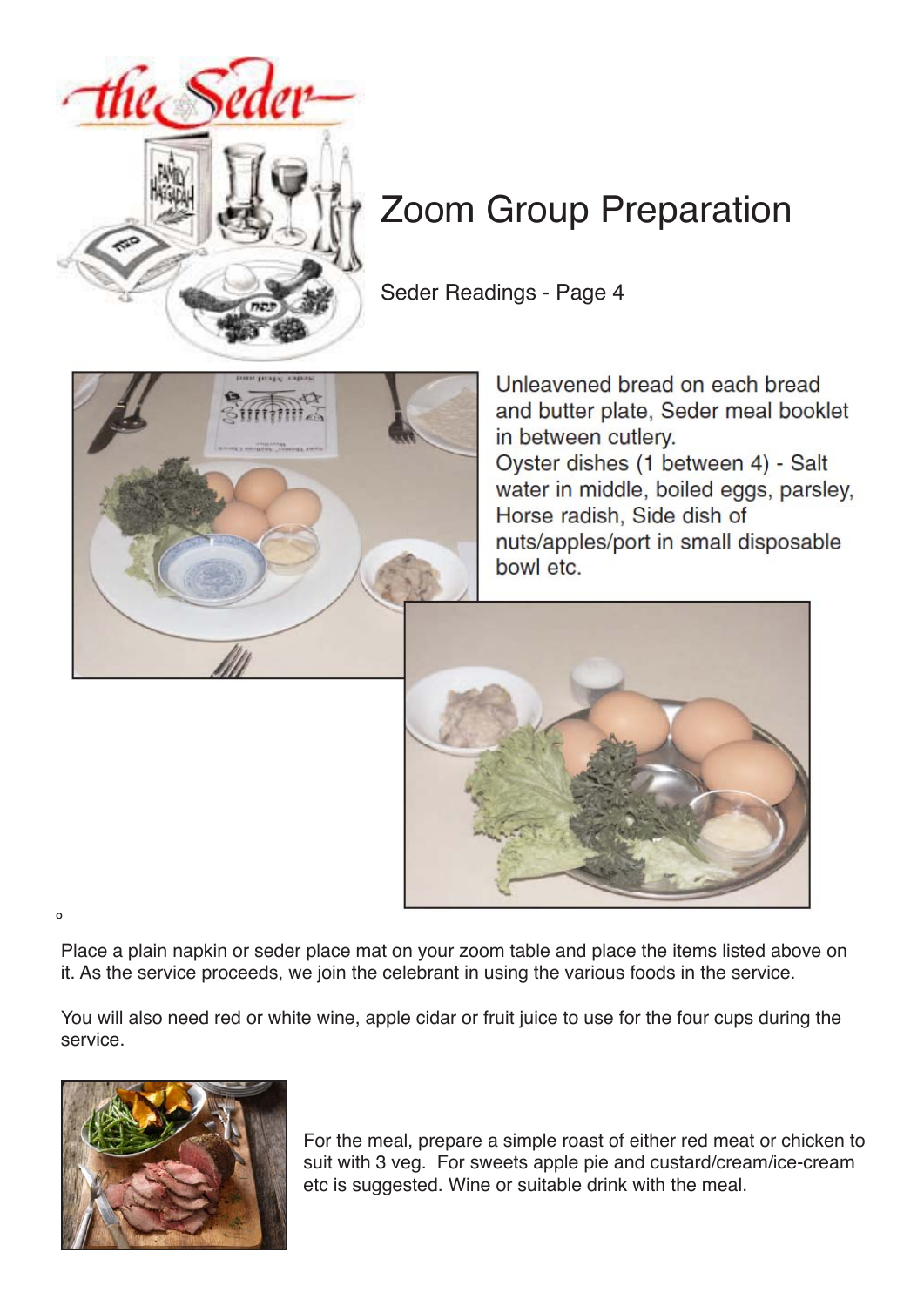# Zoom Group Preparation

Seder Readings - Page 4

Unleavened bread on each bread and butter plate, Seder meal booklet in between cutlery.
Oyster dishes (1 between 4) - Salt water in middle, boiled eggs, parsley, Horse radish, Side dish of nuts/apples/port in small disposable bowl etc.

Place a plain napkin or seder place mat on your zoom table and place the items listed above on it. As the service proceeds, we join the celebrant in using the various foods in the service.

You will also need red or white wine, apple cidar or fruit juice to use for the four cups during the service.

For the meal, prepare a simple roast of either red meat or chicken to suit with 3 veg. For sweets apple pie and custard/cream/ice-cream etc is suggested. Wine or suitable drink with the meal.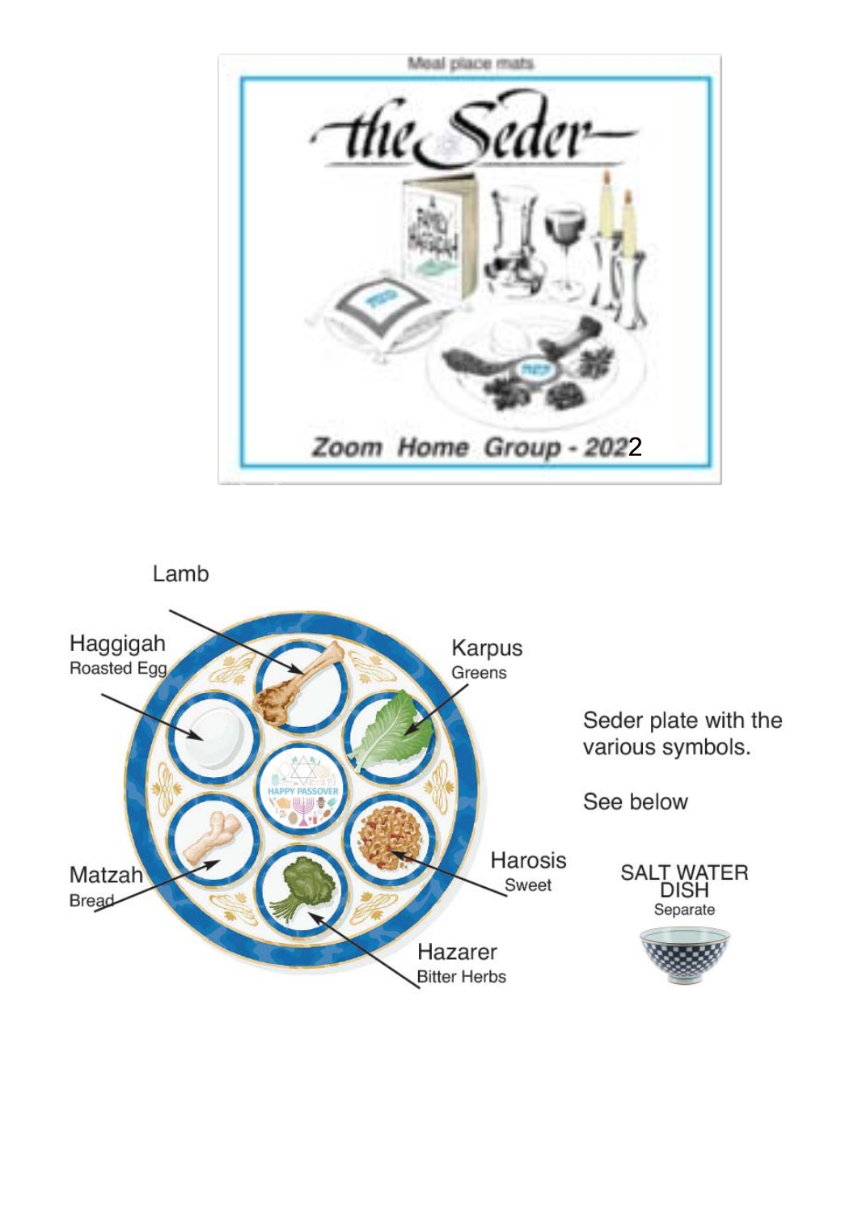Meal place mats

# the Seder

Zoom Home Group - 2022

Lamb

Haggigah
Roasted Egg

Karpus
Greens

Matzah
Bread

Harosis
Sweet

Hazarer
Bitter Herbs

Seder plate with the various symbols.

See below

SALT WATER DISH
Separate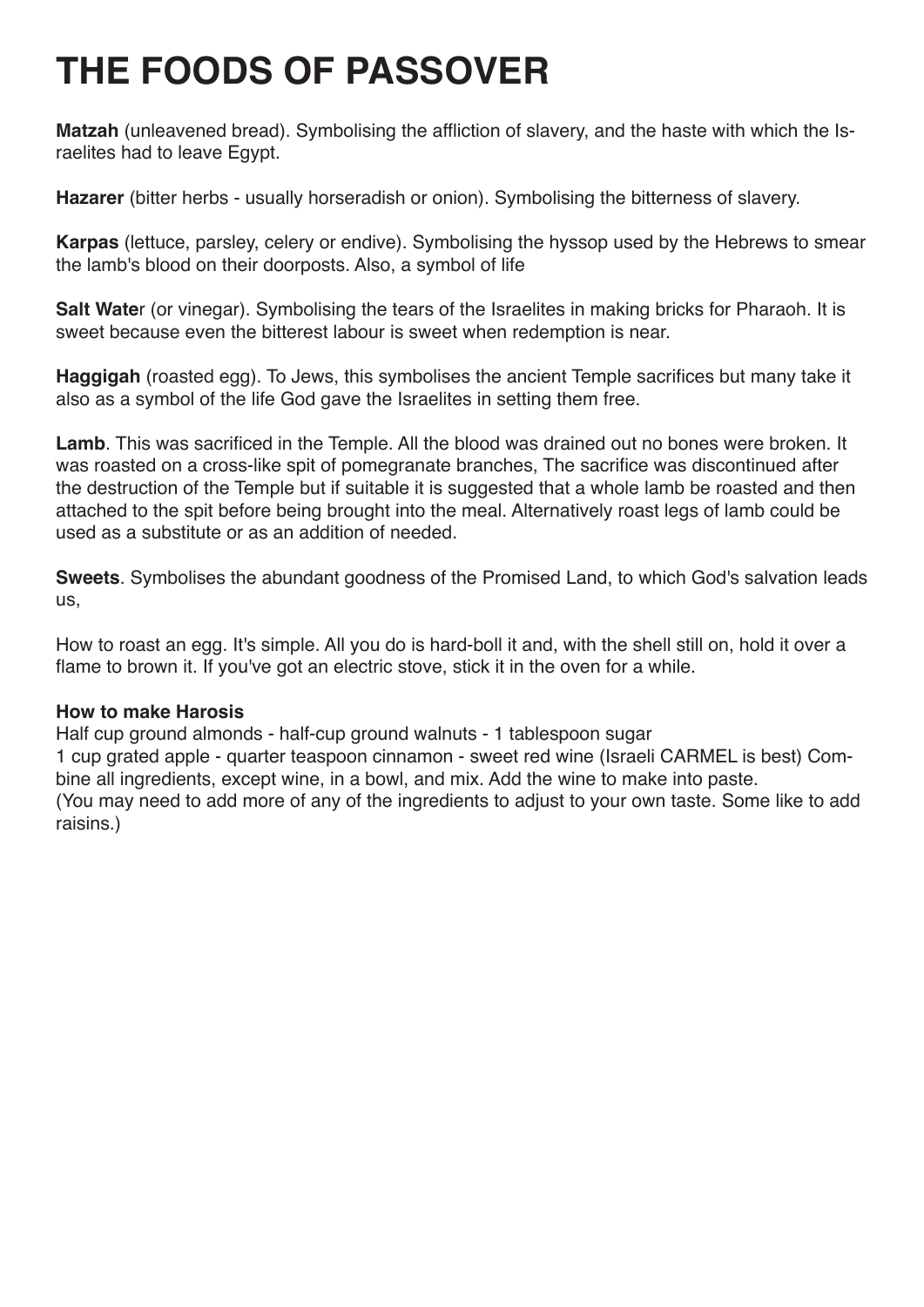# THE FOODS OF PASSOVER

**Matzah** (unleavened bread). Symbolising the affliction of slavery, and the haste with which the Israelites had to leave Egypt.

**Hazarer** (bitter herbs - usually horseradish or onion). Symbolising the bitterness of slavery.

**Karpas** (lettuce, parsley, celery or endive). Symbolising the hyssop used by the Hebrews to smear the lamb's blood on their doorposts. Also, a symbol of life

**Salt Wate**r (or vinegar). Symbolising the tears of the Israelites in making bricks for Pharaoh. It is sweet because even the bitterest labour is sweet when redemption is near.

**Haggigah** (roasted egg). To Jews, this symbolises the ancient Temple sacrifices but many take it also as a symbol of the life God gave the Israelites in setting them free.

**Lamb**. This was sacrificed in the Temple. All the blood was drained out no bones were broken. It was roasted on a cross-like spit of pomegranate branches, The sacrifice was discontinued after the destruction of the Temple but if suitable it is suggested that a whole lamb be roasted and then attached to the spit before being brought into the meal. Alternatively roast legs of lamb could be used as a substitute or as an addition of needed.

**Sweets**. Symbolises the abundant goodness of the Promised Land, to which God's salvation leads us,

How to roast an egg. It's simple. All you do is hard-boll it and, with the shell still on, hold it over a flame to brown it. If you've got an electric stove, stick it in the oven for a while.

**How to make Harosis**

Half cup ground almonds - half-cup ground walnuts - 1 tablespoon sugar
1 cup grated apple - quarter teaspoon cinnamon - sweet red wine (Israeli CARMEL is best) Combine all ingredients, except wine, in a bowl, and mix. Add the wine to make into paste.
(You may need to add more of any of the ingredients to adjust to your own taste. Some like to add raisins.)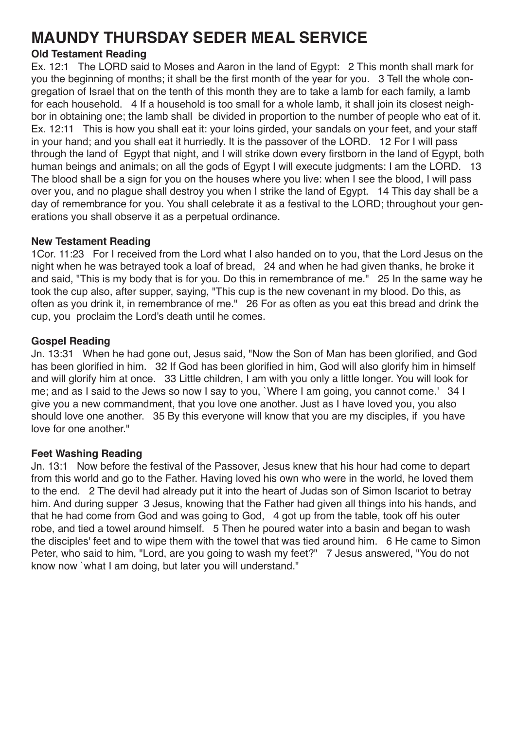# MAUNDY THURSDAY SEDER MEAL SERVICE

**Old Testament Reading**

Ex. 12:1 The LORD said to Moses and Aaron in the land of Egypt: 2 This month shall mark for you the beginning of months; it shall be the first month of the year for you. 3 Tell the whole congregation of Israel that on the tenth of this month they are to take a lamb for each family, a lamb for each household. 4 If a household is too small for a whole lamb, it shall join its closest neighbor in obtaining one; the lamb shall be divided in proportion to the number of people who eat of it. Ex. 12:11 This is how you shall eat it: your loins girded, your sandals on your feet, and your staff in your hand; and you shall eat it hurriedly. It is the passover of the LORD. 12 For I will pass through the land of Egypt that night, and I will strike down every firstborn in the land of Egypt, both human beings and animals; on all the gods of Egypt I will execute judgments: I am the LORD. 13 The blood shall be a sign for you on the houses where you live: when I see the blood, I will pass over you, and no plague shall destroy you when I strike the land of Egypt. 14 This day shall be a day of remembrance for you. You shall celebrate it as a festival to the LORD; throughout your generations you shall observe it as a perpetual ordinance.

**New Testament Reading**

1Cor. 11:23 For I received from the Lord what I also handed on to you, that the Lord Jesus on the night when he was betrayed took a loaf of bread, 24 and when he had given thanks, he broke it and said, "This is my body that is for you. Do this in remembrance of me." 25 In the same way he took the cup also, after supper, saying, "This cup is the new covenant in my blood. Do this, as often as you drink it, in remembrance of me." 26 For as often as you eat this bread and drink the cup, you proclaim the Lord's death until he comes.

**Gospel Reading**

Jn. 13:31 When he had gone out, Jesus said, "Now the Son of Man has been glorified, and God has been glorified in him. 32 If God has been glorified in him, God will also glorify him in himself and will glorify him at once. 33 Little children, I am with you only a little longer. You will look for me; and as I said to the Jews so now I say to you, `Where I am going, you cannot come.' 34 I give you a new commandment, that you love one another. Just as I have loved you, you also should love one another. 35 By this everyone will know that you are my disciples, if you have love for one another."

**Feet Washing Reading**

Jn. 13:1 Now before the festival of the Passover, Jesus knew that his hour had come to depart from this world and go to the Father. Having loved his own who were in the world, he loved them to the end. 2 The devil had already put it into the heart of Judas son of Simon Iscariot to betray him. And during supper 3 Jesus, knowing that the Father had given all things into his hands, and that he had come from God and was going to God, 4 got up from the table, took off his outer robe, and tied a towel around himself. 5 Then he poured water into a basin and began to wash the disciples' feet and to wipe them with the towel that was tied around him. 6 He came to Simon Peter, who said to him, "Lord, are you going to wash my feet?" 7 Jesus answered, "You do not know now `what I am doing, but later you will understand."